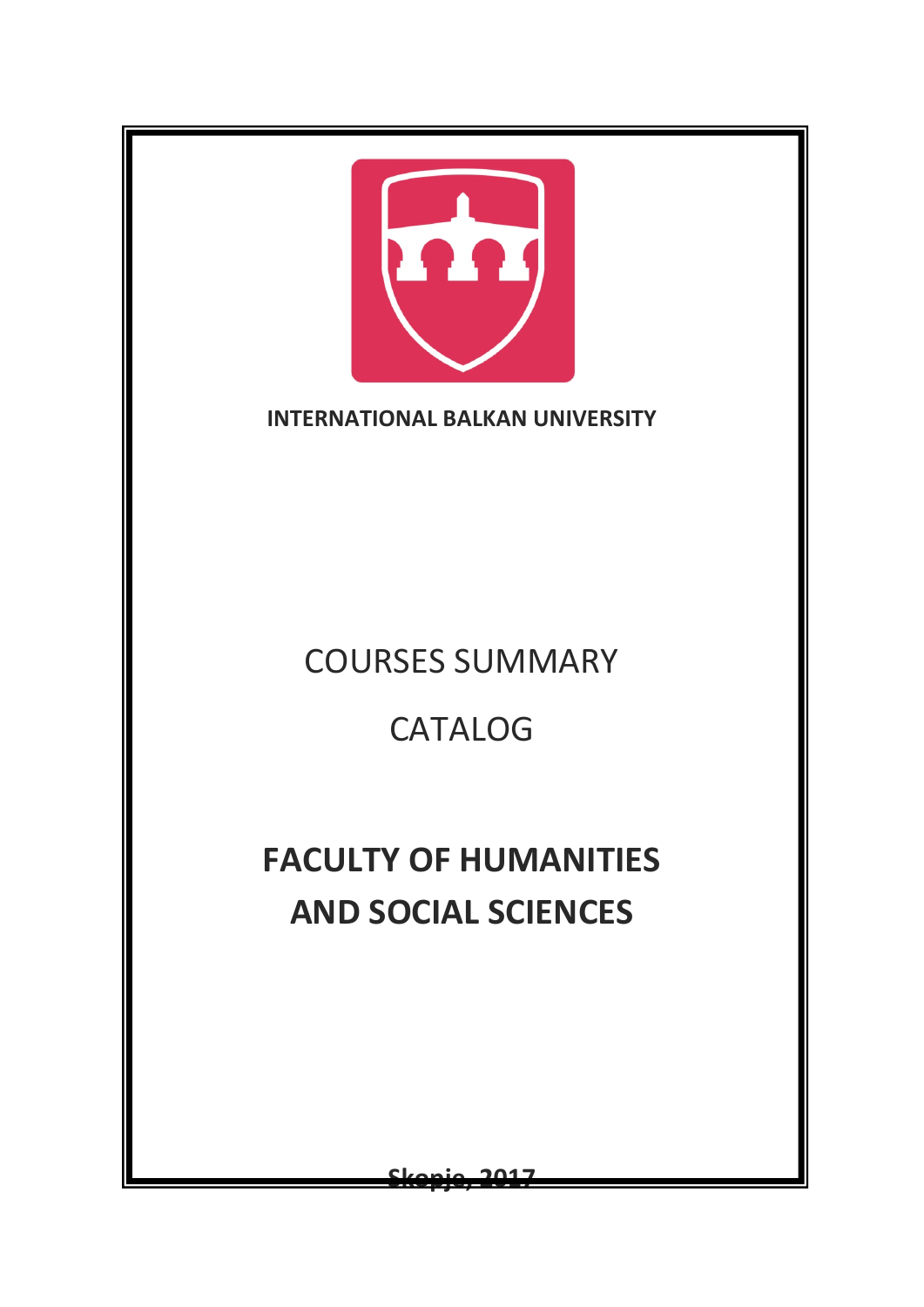**INTERNATIONAL BALKAN UNIVERSITY**

COURSES SUMMARY

CATALOG

# FACULTY OF HUMANITIES AND SOCIAL SCIENCES

**Skopje, 2017**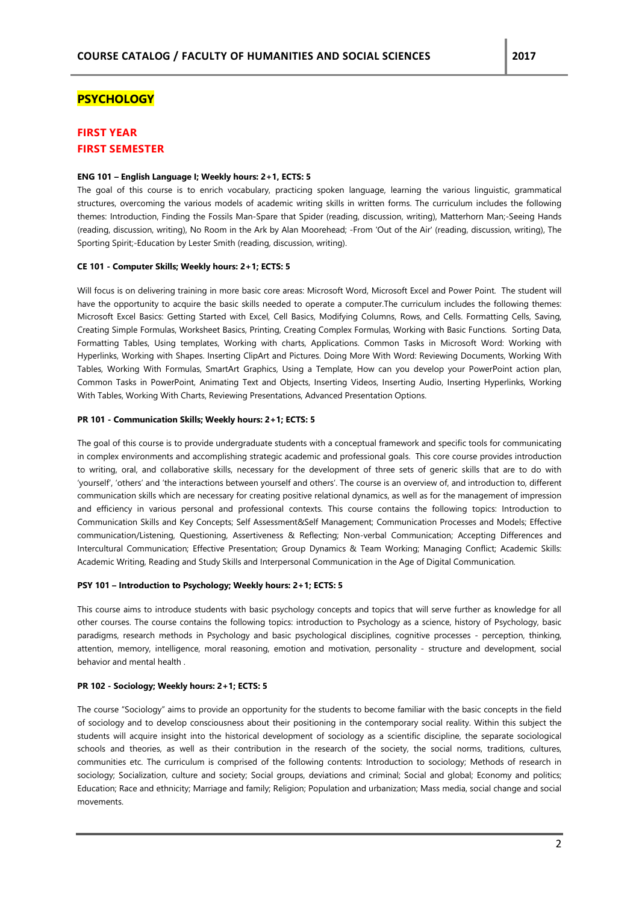# PSYCHOLOGY

## FIRST YEAR
## FIRST SEMESTER

**ENG 101 – English Language I; Weekly hours: 2+1, ECTS: 5**

The goal of this course is to enrich vocabulary, practicing spoken language, learning the various linguistic, grammatical structures, overcoming the various models of academic writing skills in written forms. The curriculum includes the following themes: Introduction, Finding the Fossils Man-Spare that Spider (reading, discussion, writing), Matterhorn Man;-Seeing Hands (reading, discussion, writing), No Room in the Ark by Alan Moorehead; -From 'Out of the Air' (reading, discussion, writing), The Sporting Spirit;-Education by Lester Smith (reading, discussion, writing).

**CE 101 - Computer Skills; Weekly hours: 2+1; ECTS: 5**

Will focus is on delivering training in more basic core areas: Microsoft Word, Microsoft Excel and Power Point. The student will have the opportunity to acquire the basic skills needed to operate a computer.The curriculum includes the following themes: Microsoft Excel Basics: Getting Started with Excel, Cell Basics, Modifying Columns, Rows, and Cells. Formatting Cells, Saving, Creating Simple Formulas, Worksheet Basics, Printing, Creating Complex Formulas, Working with Basic Functions. Sorting Data, Formatting Tables, Using templates, Working with charts, Applications. Common Tasks in Microsoft Word: Working with Hyperlinks, Working with Shapes. Inserting ClipArt and Pictures. Doing More With Word: Reviewing Documents, Working With Tables, Working With Formulas, SmartArt Graphics, Using a Template, How can you develop your PowerPoint action plan, Common Tasks in PowerPoint, Animating Text and Objects, Inserting Videos, Inserting Audio, Inserting Hyperlinks, Working With Tables, Working With Charts, Reviewing Presentations, Advanced Presentation Options.

**PR 101 - Communication Skills; Weekly hours: 2+1; ECTS: 5**

The goal of this course is to provide undergraduate students with a conceptual framework and specific tools for communicating in complex environments and accomplishing strategic academic and professional goals. This core course provides introduction to writing, oral, and collaborative skills, necessary for the development of three sets of generic skills that are to do with 'yourself', 'others' and 'the interactions between yourself and others'. The course is an overview of, and introduction to, different communication skills which are necessary for creating positive relational dynamics, as well as for the management of impression and efficiency in various personal and professional contexts. This course contains the following topics: Introduction to Communication Skills and Key Concepts; Self Assessment&Self Management; Communication Processes and Models; Effective communication/Listening, Questioning, Assertiveness & Reflecting; Non-verbal Communication; Accepting Differences and Intercultural Communication; Effective Presentation; Group Dynamics & Team Working; Managing Conflict; Academic Skills: Academic Writing, Reading and Study Skills and Interpersonal Communication in the Age of Digital Communication.

**PSY 101 – Introduction to Psychology; Weekly hours: 2+1; ECTS: 5**

This course aims to introduce students with basic psychology concepts and topics that will serve further as knowledge for all other courses. The course contains the following topics: introduction to Psychology as a science, history of Psychology, basic paradigms, research methods in Psychology and basic psychological disciplines, cognitive processes - perception, thinking, attention, memory, intelligence, moral reasoning, emotion and motivation, personality - structure and development, social behavior and mental health .

**PR 102 - Sociology; Weekly hours: 2+1; ECTS: 5**

The course "Sociology" aims to provide an opportunity for the students to become familiar with the basic concepts in the field of sociology and to develop consciousness about their positioning in the contemporary social reality. Within this subject the students will acquire insight into the historical development of sociology as a scientific discipline, the separate sociological schools and theories, as well as their contribution in the research of the society, the social norms, traditions, cultures, communities etc. The curriculum is comprised of the following contents: Introduction to sociology; Methods of research in sociology; Socialization, culture and society; Social groups, deviations and criminal; Social and global; Economy and politics; Education; Race and ethnicity; Marriage and family; Religion; Population and urbanization; Mass media, social change and social movements.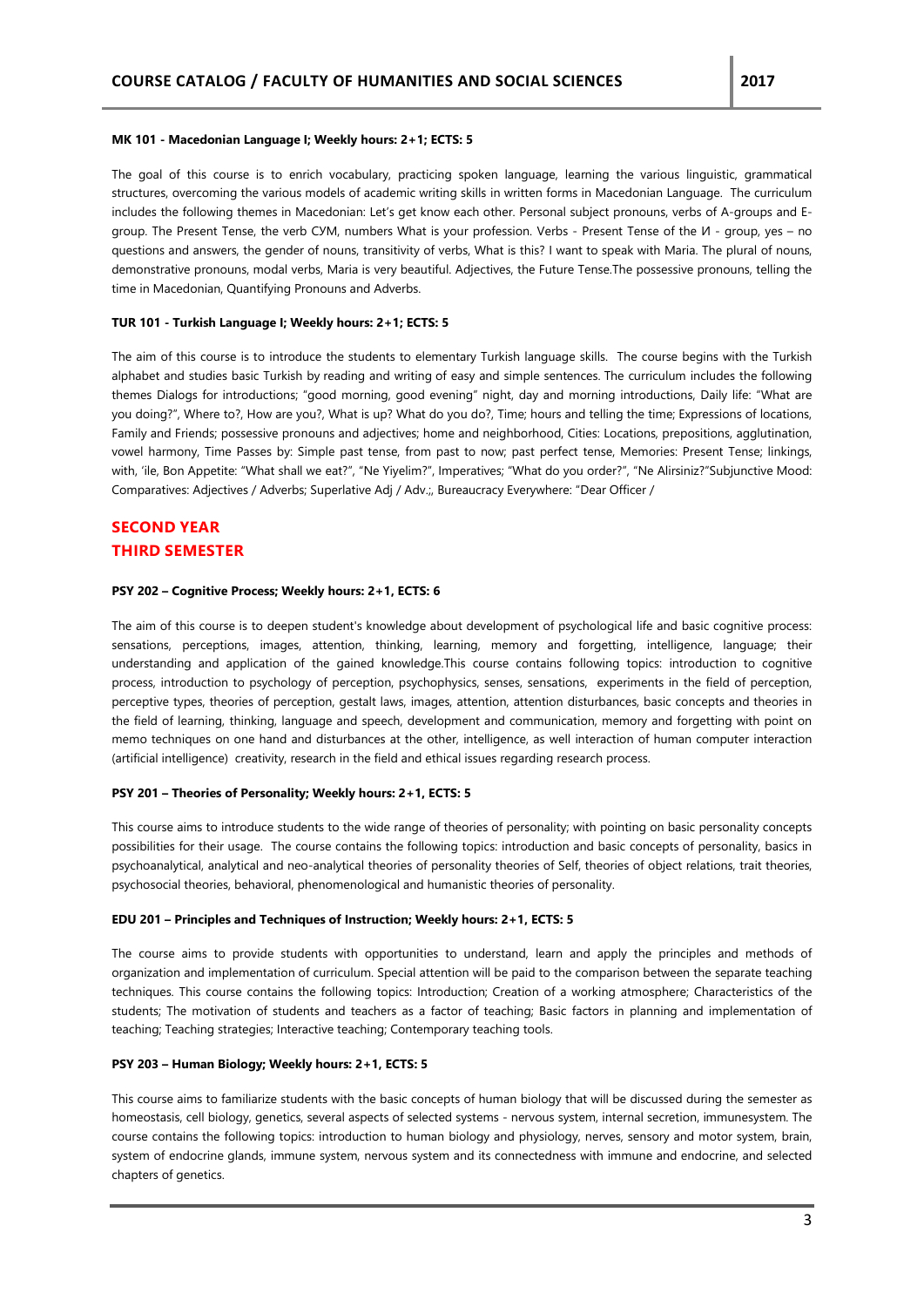**MK 101 - Macedonian Language I; Weekly hours: 2+1; ECTS: 5**

The goal of this course is to enrich vocabulary, practicing spoken language, learning the various linguistic, grammatical structures, overcoming the various models of academic writing skills in written forms in Macedonian Language. The curriculum includes the following themes in Macedonian: Let's get know each other. Personal subject pronouns, verbs of A-groups and E-group. The Present Tense, the verb СУМ, numbers What is your profession. Verbs - Present Tense of the И - group, yes – no questions and answers, the gender of nouns, transitivity of verbs, What is this? I want to speak with Maria. The plural of nouns, demonstrative pronouns, modal verbs, Maria is very beautiful. Adjectives, the Future Tense.The possessive pronouns, telling the time in Macedonian, Quantifying Pronouns and Adverbs.

**TUR 101 - Turkish Language I; Weekly hours: 2+1; ECTS: 5**

The aim of this course is to introduce the students to elementary Turkish language skills. The course begins with the Turkish alphabet and studies basic Turkish by reading and writing of easy and simple sentences. The curriculum includes the following themes Dialogs for introductions; "good morning, good evening" night, day and morning introductions, Daily life: "What are you doing?", Where to?, How are you?, What is up? What do you do?, Time; hours and telling the time; Expressions of locations, Family and Friends; possessive pronouns and adjectives; home and neighborhood, Cities: Locations, prepositions, agglutination, vowel harmony, Time Passes by: Simple past tense, from past to now; past perfect tense, Memories: Present Tense; linkings, with, 'ile, Bon Appetite: "What shall we eat?", "Ne Yiyelim?", Imperatives; "What do you order?", "Ne Alirsiniz?"Subjunctive Mood: Comparatives: Adjectives / Adverbs; Superlative Adj / Adv.;, Bureaucracy Everywhere: "Dear Officer /

## SECOND YEAR
## THIRD SEMESTER

**PSY 202 – Cognitive Process; Weekly hours: 2+1, ECTS: 6**

The aim of this course is to deepen student's knowledge about development of psychological life and basic cognitive process: sensations, perceptions, images, attention, thinking, learning, memory and forgetting, intelligence, language; their understanding and application of the gained knowledge.This course contains following topics: introduction to cognitive process, introduction to psychology of perception, psychophysics, senses, sensations, experiments in the field of perception, perceptive types, theories of perception, gestalt laws, images, attention, attention disturbances, basic concepts and theories in the field of learning, thinking, language and speech, development and communication, memory and forgetting with point on memo techniques on one hand and disturbances at the other, intelligence, as well interaction of human computer interaction (artificial intelligence) creativity, research in the field and ethical issues regarding research process.

**PSY 201 – Theories of Personality; Weekly hours: 2+1, ECTS: 5**

This course aims to introduce students to the wide range of theories of personality; with pointing on basic personality concepts possibilities for their usage. The course contains the following topics: introduction and basic concepts of personality, basics in psychoanalytical, analytical and neo-analytical theories of personality theories of Self, theories of object relations, trait theories, psychosocial theories, behavioral, phenomenological and humanistic theories of personality.

**EDU 201 – Principles and Techniques of Instruction; Weekly hours: 2+1, ECTS: 5**

The course aims to provide students with opportunities to understand, learn and apply the principles and methods of organization and implementation of curriculum. Special attention will be paid to the comparison between the separate teaching techniques. This course contains the following topics: Introduction; Creation of a working atmosphere; Characteristics of the students; The motivation of students and teachers as a factor of teaching; Basic factors in planning and implementation of teaching; Teaching strategies; Interactive teaching; Contemporary teaching tools.

**PSY 203 – Human Biology; Weekly hours: 2+1, ECTS: 5**

This course aims to familiarize students with the basic concepts of human biology that will be discussed during the semester as homeostasis, cell biology, genetics, several aspects of selected systems - nervous system, internal secretion, immunesystem. The course contains the following topics: introduction to human biology and physiology, nerves, sensory and motor system, brain, system of endocrine glands, immune system, nervous system and its connectedness with immune and endocrine, and selected chapters of genetics.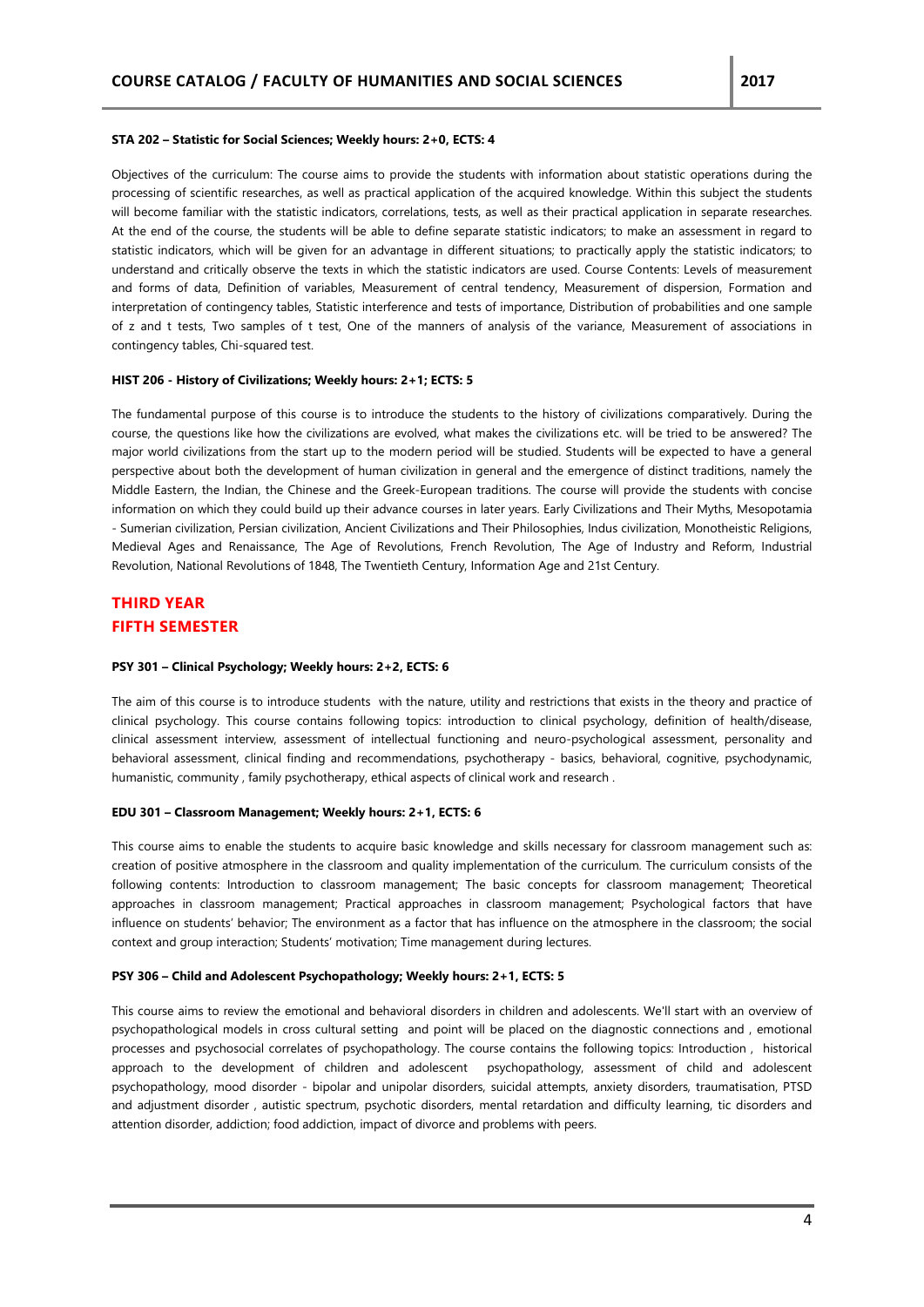**STA 202 – Statistic for Social Sciences; Weekly hours: 2+0, ECTS: 4**

Objectives of the curriculum: The course aims to provide the students with information about statistic operations during the processing of scientific researches, as well as practical application of the acquired knowledge. Within this subject the students will become familiar with the statistic indicators, correlations, tests, as well as their practical application in separate researches. At the end of the course, the students will be able to define separate statistic indicators; to make an assessment in regard to statistic indicators, which will be given for an advantage in different situations; to practically apply the statistic indicators; to understand and critically observe the texts in which the statistic indicators are used. Course Contents: Levels of measurement and forms of data, Definition of variables, Measurement of central tendency, Measurement of dispersion, Formation and interpretation of contingency tables, Statistic interference and tests of importance, Distribution of probabilities and one sample of z and t tests, Two samples of t test, One of the manners of analysis of the variance, Measurement of associations in contingency tables, Chi-squared test.

**HIST 206 - History of Civilizations; Weekly hours: 2+1; ECTS: 5**

The fundamental purpose of this course is to introduce the students to the history of civilizations comparatively. During the course, the questions like how the civilizations are evolved, what makes the civilizations etc. will be tried to be answered? The major world civilizations from the start up to the modern period will be studied. Students will be expected to have a general perspective about both the development of human civilization in general and the emergence of distinct traditions, namely the Middle Eastern, the Indian, the Chinese and the Greek-European traditions. The course will provide the students with concise information on which they could build up their advance courses in later years. Early Civilizations and Their Myths, Mesopotamia - Sumerian civilization, Persian civilization, Ancient Civilizations and Their Philosophies, Indus civilization, Monotheistic Religions, Medieval Ages and Renaissance, The Age of Revolutions, French Revolution, The Age of Industry and Reform, Industrial Revolution, National Revolutions of 1848, The Twentieth Century, Information Age and 21st Century.

## THIRD YEAR
## FIFTH SEMESTER

**PSY 301 – Clinical Psychology; Weekly hours: 2+2, ECTS: 6**

The aim of this course is to introduce students with the nature, utility and restrictions that exists in the theory and practice of clinical psychology. This course contains following topics: introduction to clinical psychology, definition of health/disease, clinical assessment interview, assessment of intellectual functioning and neuro-psychological assessment, personality and behavioral assessment, clinical finding and recommendations, psychotherapy - basics, behavioral, cognitive, psychodynamic, humanistic, community , family psychotherapy, ethical aspects of clinical work and research .

**EDU 301 – Classroom Management; Weekly hours: 2+1, ECTS: 6**

This course aims to enable the students to acquire basic knowledge and skills necessary for classroom management such as: creation of positive atmosphere in the classroom and quality implementation of the curriculum. The curriculum consists of the following contents: Introduction to classroom management; The basic concepts for classroom management; Theoretical approaches in classroom management; Practical approaches in classroom management; Psychological factors that have influence on students' behavior; The environment as a factor that has influence on the atmosphere in the classroom; the social context and group interaction; Students' motivation; Time management during lectures.

**PSY 306 – Child and Adolescent Psychopathology; Weekly hours: 2+1, ECTS: 5**

This course aims to review the emotional and behavioral disorders in children and adolescents. We'll start with an overview of psychopathological models in cross cultural setting and point will be placed on the diagnostic connections and , emotional processes and psychosocial correlates of psychopathology. The course contains the following topics: Introduction , historical approach to the development of children and adolescent psychopathology, assessment of child and adolescent psychopathology, mood disorder - bipolar and unipolar disorders, suicidal attempts, anxiety disorders, traumatisation, PTSD and adjustment disorder , autistic spectrum, psychotic disorders, mental retardation and difficulty learning, tic disorders and attention disorder, addiction; food addiction, impact of divorce and problems with peers.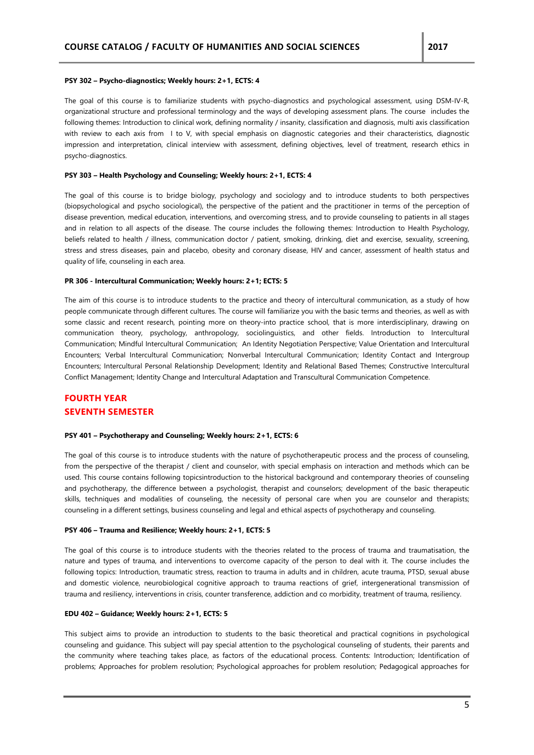**PSY 302 – Psycho-diagnostics; Weekly hours: 2+1, ECTS: 4**

The goal of this course is to familiarize students with psycho-diagnostics and psychological assessment, using DSM-IV-R, organizational structure and professional terminology and the ways of developing assessment plans. The course includes the following themes: Introduction to clinical work, defining normality / insanity, classification and diagnosis, multi axis classification with review to each axis from I to V, with special emphasis on diagnostic categories and their characteristics, diagnostic impression and interpretation, clinical interview with assessment, defining objectives, level of treatment, research ethics in psycho-diagnostics.

**PSY 303 – Health Psychology and Counseling; Weekly hours: 2+1, ECTS: 4**

The goal of this course is to bridge biology, psychology and sociology and to introduce students to both perspectives (biopsychological and psycho sociological), the perspective of the patient and the practitioner in terms of the perception of disease prevention, medical education, interventions, and overcoming stress, and to provide counseling to patients in all stages and in relation to all aspects of the disease. The course includes the following themes: Introduction to Health Psychology, beliefs related to health / illness, communication doctor / patient, smoking, drinking, diet and exercise, sexuality, screening, stress and stress diseases, pain and placebo, obesity and coronary disease, HIV and cancer, assessment of health status and quality of life, counseling in each area.

**PR 306 - Intercultural Communication; Weekly hours: 2+1; ECTS: 5**

The aim of this course is to introduce students to the practice and theory of intercultural communication, as a study of how people communicate through different cultures. The course will familiarize you with the basic terms and theories, as well as with some classic and recent research, pointing more on theory-into practice school, that is more interdisciplinary, drawing on communication theory, psychology, anthropology, sociolinguistics, and other fields. Introduction to Intercultural Communication; Mindful Intercultural Communication; An Identity Negotiation Perspective; Value Orientation and Intercultural Encounters; Verbal Intercultural Communication; Nonverbal Intercultural Communication; Identity Contact and Intergroup Encounters; Intercultural Personal Relationship Development; Identity and Relational Based Themes; Constructive Intercultural Conflict Management; Identity Change and Intercultural Adaptation and Transcultural Communication Competence.

## FOURTH YEAR
## SEVENTH SEMESTER

**PSY 401 – Psychotherapy and Counseling; Weekly hours: 2+1, ECTS: 6**

The goal of this course is to introduce students with the nature of psychotherapeutic process and the process of counseling, from the perspective of the therapist / client and counselor, with special emphasis on interaction and methods which can be used. This course contains following topicsintroduction to the historical background and contemporary theories of counseling and psychotherapy, the difference between a psychologist, therapist and counselors; development of the basic therapeutic skills, techniques and modalities of counseling, the necessity of personal care when you are counselor and therapists; counseling in a different settings, business counseling and legal and ethical aspects of psychotherapy and counseling.

**PSY 406 – Trauma and Resilience; Weekly hours: 2+1, ECTS: 5**

The goal of this course is to introduce students with the theories related to the process of trauma and traumatisation, the nature and types of trauma, and interventions to overcome capacity of the person to deal with it. The course includes the following topics: Introduction, traumatic stress, reaction to trauma in adults and in children, acute trauma, PTSD, sexual abuse and domestic violence, neurobiological cognitive approach to trauma reactions of grief, intergenerational transmission of trauma and resiliency, interventions in crisis, counter transference, addiction and co morbidity, treatment of trauma, resiliency.

**EDU 402 – Guidance; Weekly hours: 2+1, ECTS: 5**

This subject aims to provide an introduction to students to the basic theoretical and practical cognitions in psychological counseling and guidance. This subject will pay special attention to the psychological counseling of students, their parents and the community where teaching takes place, as factors of the educational process. Contents: Introduction; Identification of problems; Approaches for problem resolution; Psychological approaches for problem resolution; Pedagogical approaches for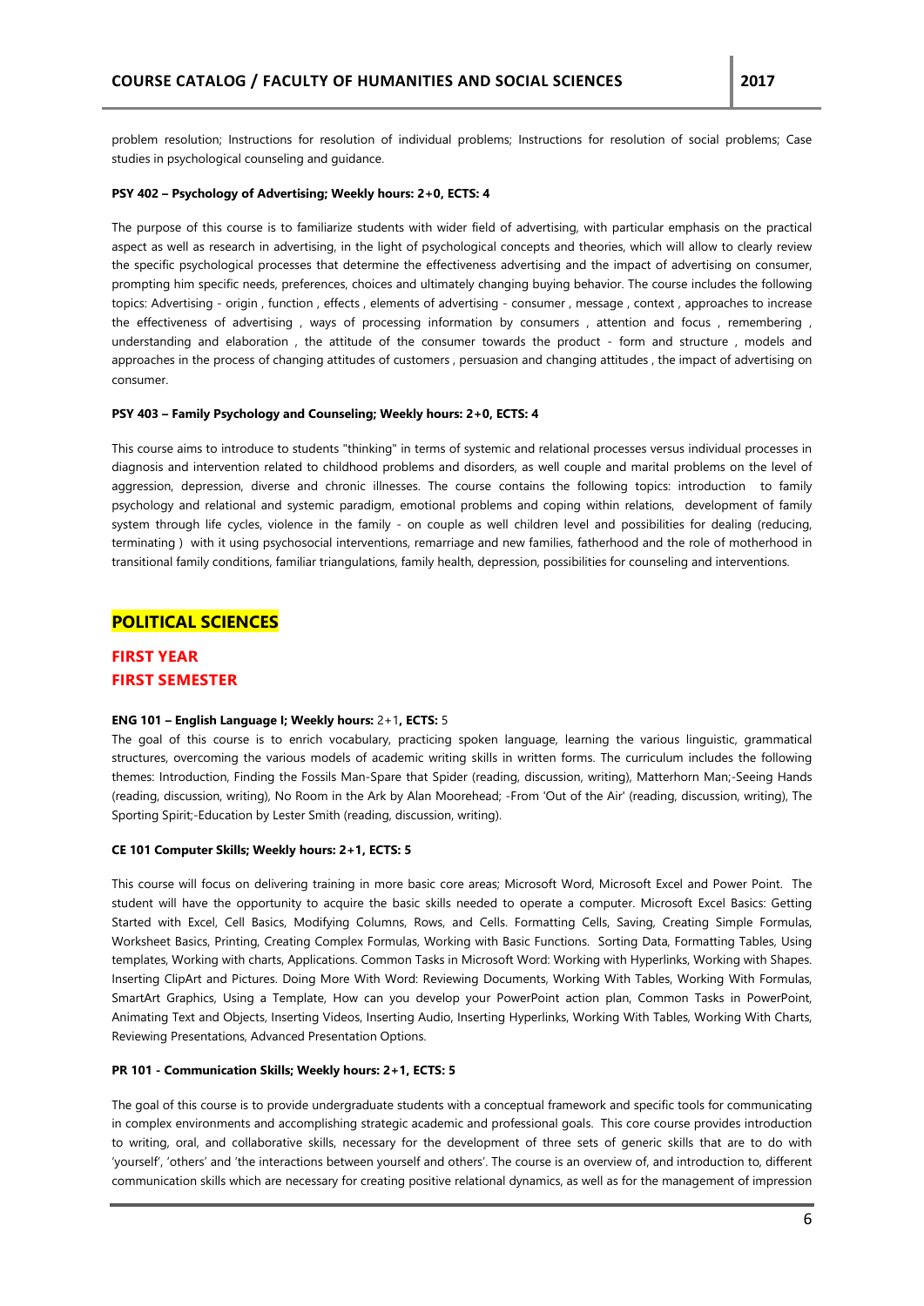problem resolution; Instructions for resolution of individual problems; Instructions for resolution of social problems; Case studies in psychological counseling and guidance.

**PSY 402 – Psychology of Advertising; Weekly hours: 2+0, ECTS: 4**

The purpose of this course is to familiarize students with wider field of advertising, with particular emphasis on the practical aspect as well as research in advertising, in the light of psychological concepts and theories, which will allow to clearly review the specific psychological processes that determine the effectiveness advertising and the impact of advertising on consumer, prompting him specific needs, preferences, choices and ultimately changing buying behavior. The course includes the following topics: Advertising - origin , function , effects , elements of advertising - consumer , message , context , approaches to increase the effectiveness of advertising , ways of processing information by consumers , attention and focus , remembering , understanding and elaboration , the attitude of the consumer towards the product - form and structure , models and approaches in the process of changing attitudes of customers , persuasion and changing attitudes , the impact of advertising on consumer.

**PSY 403 – Family Psychology and Counseling; Weekly hours: 2+0, ECTS: 4**

This course aims to introduce to students "thinking" in terms of systemic and relational processes versus individual processes in diagnosis and intervention related to childhood problems and disorders, as well couple and marital problems on the level of aggression, depression, diverse and chronic illnesses. The course contains the following topics: introduction to family psychology and relational and systemic paradigm, emotional problems and coping within relations, development of family system through life cycles, violence in the family - on couple as well children level and possibilities for dealing (reducing, terminating ) with it using psychosocial interventions, remarriage and new families, fatherhood and the role of motherhood in transitional family conditions, familiar triangulations, family health, depression, possibilities for counseling and interventions.

## POLITICAL SCIENCES

### FIRST YEAR
### FIRST SEMESTER

**ENG 101 – English Language I; Weekly hours:** 2+1**, ECTS:** 5

The goal of this course is to enrich vocabulary, practicing spoken language, learning the various linguistic, grammatical structures, overcoming the various models of academic writing skills in written forms. The curriculum includes the following themes: Introduction, Finding the Fossils Man-Spare that Spider (reading, discussion, writing), Matterhorn Man;-Seeing Hands (reading, discussion, writing), No Room in the Ark by Alan Moorehead; -From 'Out of the Air' (reading, discussion, writing), The Sporting Spirit;-Education by Lester Smith (reading, discussion, writing).

**CE 101 Computer Skills; Weekly hours: 2+1, ECTS: 5**

This course will focus on delivering training in more basic core areas; Microsoft Word, Microsoft Excel and Power Point. The student will have the opportunity to acquire the basic skills needed to operate a computer. Microsoft Excel Basics: Getting Started with Excel, Cell Basics, Modifying Columns, Rows, and Cells. Formatting Cells, Saving, Creating Simple Formulas, Worksheet Basics, Printing, Creating Complex Formulas, Working with Basic Functions. Sorting Data, Formatting Tables, Using templates, Working with charts, Applications. Common Tasks in Microsoft Word: Working with Hyperlinks, Working with Shapes. Inserting ClipArt and Pictures. Doing More With Word: Reviewing Documents, Working With Tables, Working With Formulas, SmartArt Graphics, Using a Template, How can you develop your PowerPoint action plan, Common Tasks in PowerPoint, Animating Text and Objects, Inserting Videos, Inserting Audio, Inserting Hyperlinks, Working With Tables, Working With Charts, Reviewing Presentations, Advanced Presentation Options.

**PR 101 - Communication Skills; Weekly hours: 2+1, ECTS: 5**

The goal of this course is to provide undergraduate students with a conceptual framework and specific tools for communicating in complex environments and accomplishing strategic academic and professional goals. This core course provides introduction to writing, oral, and collaborative skills, necessary for the development of three sets of generic skills that are to do with 'yourself', 'others' and 'the interactions between yourself and others'. The course is an overview of, and introduction to, different communication skills which are necessary for creating positive relational dynamics, as well as for the management of impression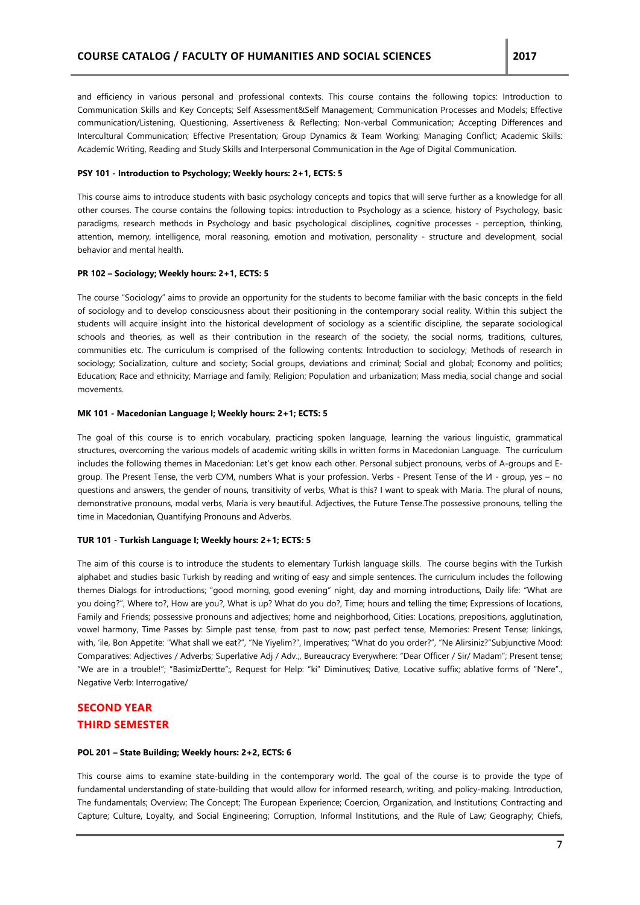and efficiency in various personal and professional contexts. This course contains the following topics: Introduction to Communication Skills and Key Concepts; Self Assessment&Self Management; Communication Processes and Models; Effective communication/Listening, Questioning, Assertiveness & Reflecting; Non-verbal Communication; Accepting Differences and Intercultural Communication; Effective Presentation; Group Dynamics & Team Working; Managing Conflict; Academic Skills: Academic Writing, Reading and Study Skills and Interpersonal Communication in the Age of Digital Communication.

**PSY 101 - Introduction to Psychology; Weekly hours: 2+1, ECTS: 5**

This course aims to introduce students with basic psychology concepts and topics that will serve further as a knowledge for all other courses. The course contains the following topics: introduction to Psychology as a science, history of Psychology, basic paradigms, research methods in Psychology and basic psychological disciplines, cognitive processes - perception, thinking, attention, memory, intelligence, moral reasoning, emotion and motivation, personality - structure and development, social behavior and mental health.

**PR 102 – Sociology; Weekly hours: 2+1, ECTS: 5**

The course "Sociology" aims to provide an opportunity for the students to become familiar with the basic concepts in the field of sociology and to develop consciousness about their positioning in the contemporary social reality. Within this subject the students will acquire insight into the historical development of sociology as a scientific discipline, the separate sociological schools and theories, as well as their contribution in the research of the society, the social norms, traditions, cultures, communities etc. The curriculum is comprised of the following contents: Introduction to sociology; Methods of research in sociology; Socialization, culture and society; Social groups, deviations and criminal; Social and global; Economy and politics; Education; Race and ethnicity; Marriage and family; Religion; Population and urbanization; Mass media, social change and social movements.

**MK 101 - Macedonian Language I; Weekly hours: 2+1; ECTS: 5**

The goal of this course is to enrich vocabulary, practicing spoken language, learning the various linguistic, grammatical structures, overcoming the various models of academic writing skills in written forms in Macedonian Language. The curriculum includes the following themes in Macedonian: Let's get know each other. Personal subject pronouns, verbs of A-groups and E-group. The Present Tense, the verb СУМ, numbers What is your profession. Verbs - Present Tense of the И - group, yes – no questions and answers, the gender of nouns, transitivity of verbs, What is this? I want to speak with Maria. The plural of nouns, demonstrative pronouns, modal verbs, Maria is very beautiful. Adjectives, the Future Tense.The possessive pronouns, telling the time in Macedonian, Quantifying Pronouns and Adverbs.

**TUR 101 - Turkish Language I; Weekly hours: 2+1; ECTS: 5**

The aim of this course is to introduce the students to elementary Turkish language skills. The course begins with the Turkish alphabet and studies basic Turkish by reading and writing of easy and simple sentences. The curriculum includes the following themes Dialogs for introductions; "good morning, good evening" night, day and morning introductions, Daily life: "What are you doing?", Where to?, How are you?, What is up? What do you do?, Time; hours and telling the time; Expressions of locations, Family and Friends; possessive pronouns and adjectives; home and neighborhood, Cities: Locations, prepositions, agglutination, vowel harmony, Time Passes by: Simple past tense, from past to now; past perfect tense, Memories: Present Tense; linkings, with, 'ile, Bon Appetite: "What shall we eat?", "Ne Yiyelim?", Imperatives; "What do you order?", "Ne Alirsiniz?"Subjunctive Mood: Comparatives: Adjectives / Adverbs; Superlative Adj / Adv.;, Bureaucracy Everywhere: "Dear Officer / Sir/ Madam"; Present tense; "We are in a trouble!"; "BasimizDertte";, Request for Help: "ki" Diminutives; Dative, Locative suffix; ablative forms of "Nere"., Negative Verb: Interrogative/

## SECOND YEAR
## THIRD SEMESTER

**POL 201 – State Building; Weekly hours: 2+2, ECTS: 6**

This course aims to examine state-building in the contemporary world. The goal of the course is to provide the type of fundamental understanding of state-building that would allow for informed research, writing, and policy-making. Introduction, The fundamentals; Overview; The Concept; The European Experience; Coercion, Organization, and Institutions; Contracting and Capture; Culture, Loyalty, and Social Engineering; Corruption, Informal Institutions, and the Rule of Law; Geography; Chiefs,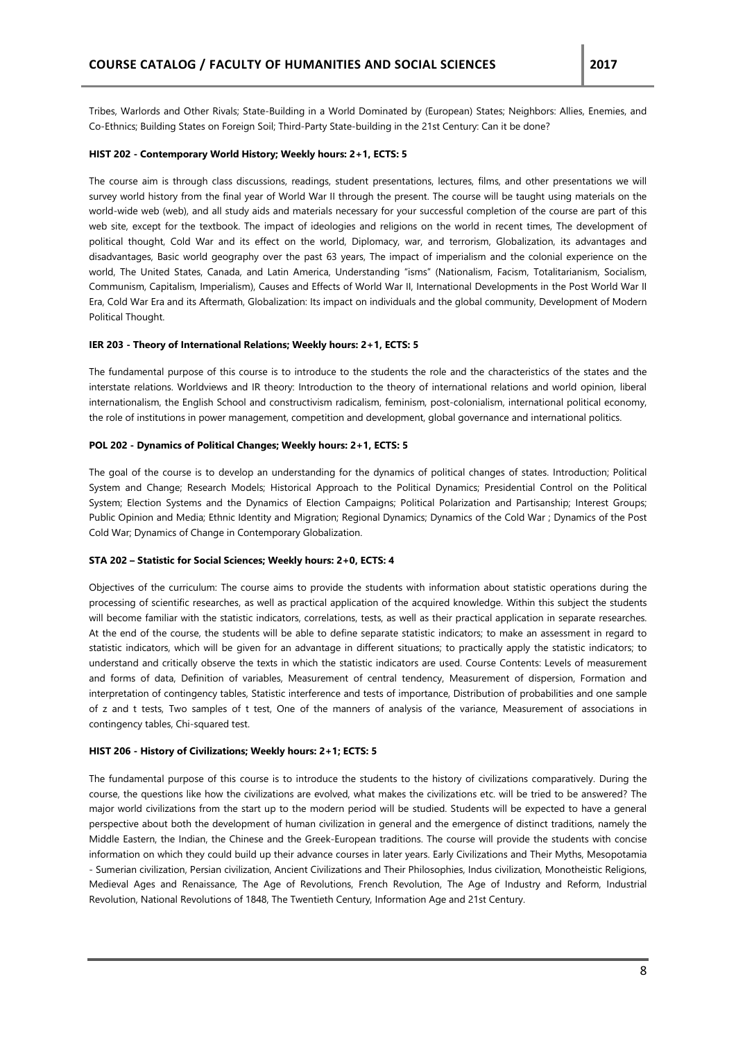Tribes, Warlords and Other Rivals; State-Building in a World Dominated by (European) States; Neighbors: Allies, Enemies, and Co-Ethnics; Building States on Foreign Soil; Third-Party State-building in the 21st Century: Can it be done?

**HIST 202 - Contemporary World History; Weekly hours: 2+1, ECTS: 5**

The course aim is through class discussions, readings, student presentations, lectures, films, and other presentations we will survey world history from the final year of World War II through the present. The course will be taught using materials on the world-wide web (web), and all study aids and materials necessary for your successful completion of the course are part of this web site, except for the textbook. The impact of ideologies and religions on the world in recent times, The development of political thought, Cold War and its effect on the world, Diplomacy, war, and terrorism, Globalization, its advantages and disadvantages, Basic world geography over the past 63 years, The impact of imperialism and the colonial experience on the world, The United States, Canada, and Latin America, Understanding "isms" (Nationalism, Facism, Totalitarianism, Socialism, Communism, Capitalism, Imperialism), Causes and Effects of World War II, International Developments in the Post World War II Era, Cold War Era and its Aftermath, Globalization: Its impact on individuals and the global community, Development of Modern Political Thought.

**IER 203 - Theory of International Relations; Weekly hours: 2+1, ECTS: 5**

The fundamental purpose of this course is to introduce to the students the role and the characteristics of the states and the interstate relations. Worldviews and IR theory: Introduction to the theory of international relations and world opinion, liberal internationalism, the English School and constructivism radicalism, feminism, post-colonialism, international political economy, the role of institutions in power management, competition and development, global governance and international politics.

**POL 202 - Dynamics of Political Changes; Weekly hours: 2+1, ECTS: 5**

The goal of the course is to develop an understanding for the dynamics of political changes of states. Introduction; Political System and Change; Research Models; Historical Approach to the Political Dynamics; Presidential Control on the Political System; Election Systems and the Dynamics of Election Campaigns; Political Polarization and Partisanship; Interest Groups; Public Opinion and Media; Ethnic Identity and Migration; Regional Dynamics; Dynamics of the Cold War ; Dynamics of the Post Cold War; Dynamics of Change in Contemporary Globalization.

**STA 202 – Statistic for Social Sciences; Weekly hours: 2+0, ECTS: 4**

Objectives of the curriculum: The course aims to provide the students with information about statistic operations during the processing of scientific researches, as well as practical application of the acquired knowledge. Within this subject the students will become familiar with the statistic indicators, correlations, tests, as well as their practical application in separate researches. At the end of the course, the students will be able to define separate statistic indicators; to make an assessment in regard to statistic indicators, which will be given for an advantage in different situations; to practically apply the statistic indicators; to understand and critically observe the texts in which the statistic indicators are used. Course Contents: Levels of measurement and forms of data, Definition of variables, Measurement of central tendency, Measurement of dispersion, Formation and interpretation of contingency tables, Statistic interference and tests of importance, Distribution of probabilities and one sample of z and t tests, Two samples of t test, One of the manners of analysis of the variance, Measurement of associations in contingency tables, Chi-squared test.

**HIST 206 - History of Civilizations; Weekly hours: 2+1; ECTS: 5**

The fundamental purpose of this course is to introduce the students to the history of civilizations comparatively. During the course, the questions like how the civilizations are evolved, what makes the civilizations etc. will be tried to be answered? The major world civilizations from the start up to the modern period will be studied. Students will be expected to have a general perspective about both the development of human civilization in general and the emergence of distinct traditions, namely the Middle Eastern, the Indian, the Chinese and the Greek-European traditions. The course will provide the students with concise information on which they could build up their advance courses in later years. Early Civilizations and Their Myths, Mesopotamia - Sumerian civilization, Persian civilization, Ancient Civilizations and Their Philosophies, Indus civilization, Monotheistic Religions, Medieval Ages and Renaissance, The Age of Revolutions, French Revolution, The Age of Industry and Reform, Industrial Revolution, National Revolutions of 1848, The Twentieth Century, Information Age and 21st Century.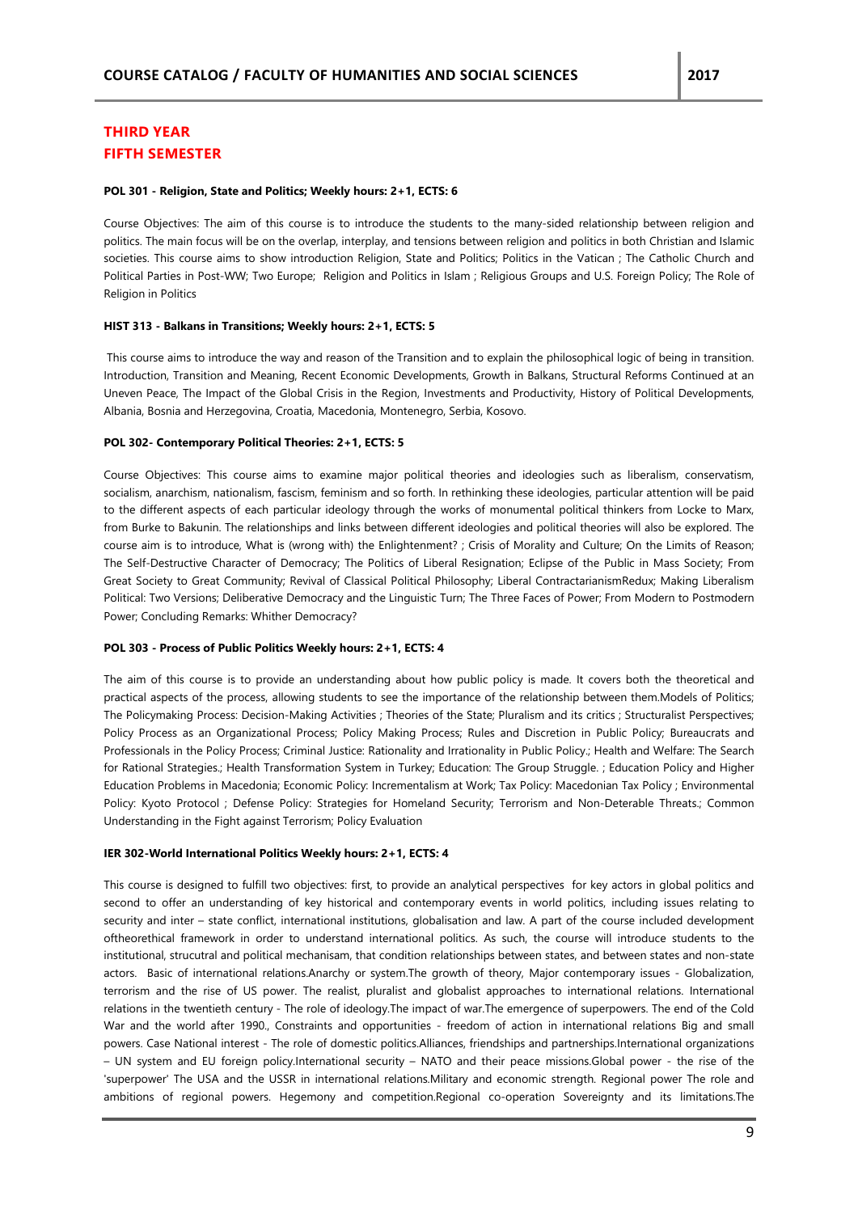## THIRD YEAR
## FIFTH SEMESTER

**POL 301 - Religion, State and Politics; Weekly hours: 2+1, ECTS: 6**

Course Objectives: The aim of this course is to introduce the students to the many-sided relationship between religion and politics. The main focus will be on the overlap, interplay, and tensions between religion and politics in both Christian and Islamic societies. This course aims to show introduction Religion, State and Politics; Politics in the Vatican ; The Catholic Church and Political Parties in Post-WW; Two Europe; Religion and Politics in Islam ; Religious Groups and U.S. Foreign Policy; The Role of Religion in Politics

**HIST 313 - Balkans in Transitions; Weekly hours: 2+1, ECTS: 5**

This course aims to introduce the way and reason of the Transition and to explain the philosophical logic of being in transition. Introduction, Transition and Meaning, Recent Economic Developments, Growth in Balkans, Structural Reforms Continued at an Uneven Peace, The Impact of the Global Crisis in the Region, Investments and Productivity, History of Political Developments, Albania, Bosnia and Herzegovina, Croatia, Macedonia, Montenegro, Serbia, Kosovo.

**POL 302- Contemporary Political Theories: 2+1, ECTS: 5**

Course Objectives: This course aims to examine major political theories and ideologies such as liberalism, conservatism, socialism, anarchism, nationalism, fascism, feminism and so forth. In rethinking these ideologies, particular attention will be paid to the different aspects of each particular ideology through the works of monumental political thinkers from Locke to Marx, from Burke to Bakunin. The relationships and links between different ideologies and political theories will also be explored. The course aim is to introduce, What is (wrong with) the Enlightenment? ; Crisis of Morality and Culture; On the Limits of Reason; The Self-Destructive Character of Democracy; The Politics of Liberal Resignation; Eclipse of the Public in Mass Society; From Great Society to Great Community; Revival of Classical Political Philosophy; Liberal ContractarianismRedux; Making Liberalism Political: Two Versions; Deliberative Democracy and the Linguistic Turn; The Three Faces of Power; From Modern to Postmodern Power; Concluding Remarks: Whither Democracy?

**POL 303 - Process of Public Politics Weekly hours: 2+1, ECTS: 4**

The aim of this course is to provide an understanding about how public policy is made. It covers both the theoretical and practical aspects of the process, allowing students to see the importance of the relationship between them.Models of Politics; The Policymaking Process: Decision-Making Activities ; Theories of the State; Pluralism and its critics ; Structuralist Perspectives; Policy Process as an Organizational Process; Policy Making Process; Rules and Discretion in Public Policy; Bureaucrats and Professionals in the Policy Process; Criminal Justice: Rationality and Irrationality in Public Policy.; Health and Welfare: The Search for Rational Strategies.; Health Transformation System in Turkey; Education: The Group Struggle. ; Education Policy and Higher Education Problems in Macedonia; Economic Policy: Incrementalism at Work; Tax Policy: Macedonian Tax Policy ; Environmental Policy: Kyoto Protocol ; Defense Policy: Strategies for Homeland Security; Terrorism and Non-Deterable Threats.; Common Understanding in the Fight against Terrorism; Policy Evaluation

**IER 302-World International Politics Weekly hours: 2+1, ECTS: 4**

This course is designed to fulfill two objectives: first, to provide an analytical perspectives for key actors in global politics and second to offer an understanding of key historical and contemporary events in world politics, including issues relating to security and inter – state conflict, international institutions, globalisation and law. A part of the course included development oftheorethical framework in order to understand international politics. As such, the course will introduce students to the institutional, strucutral and political mechanisam, that condition relationships between states, and between states and non-state actors. Basic of international relations.Anarchy or system.The growth of theory, Major contemporary issues - Globalization, terrorism and the rise of US power. The realist, pluralist and globalist approaches to international relations. International relations in the twentieth century - The role of ideology.The impact of war.The emergence of superpowers. The end of the Cold War and the world after 1990., Constraints and opportunities - freedom of action in international relations Big and small powers. Case National interest - The role of domestic politics.Alliances, friendships and partnerships.International organizations – UN system and EU foreign policy.International security – NATO and their peace missions.Global power - the rise of the 'superpower' The USA and the USSR in international relations.Military and economic strength. Regional power The role and ambitions of regional powers. Hegemony and competition.Regional co-operation Sovereignty and its limitations.The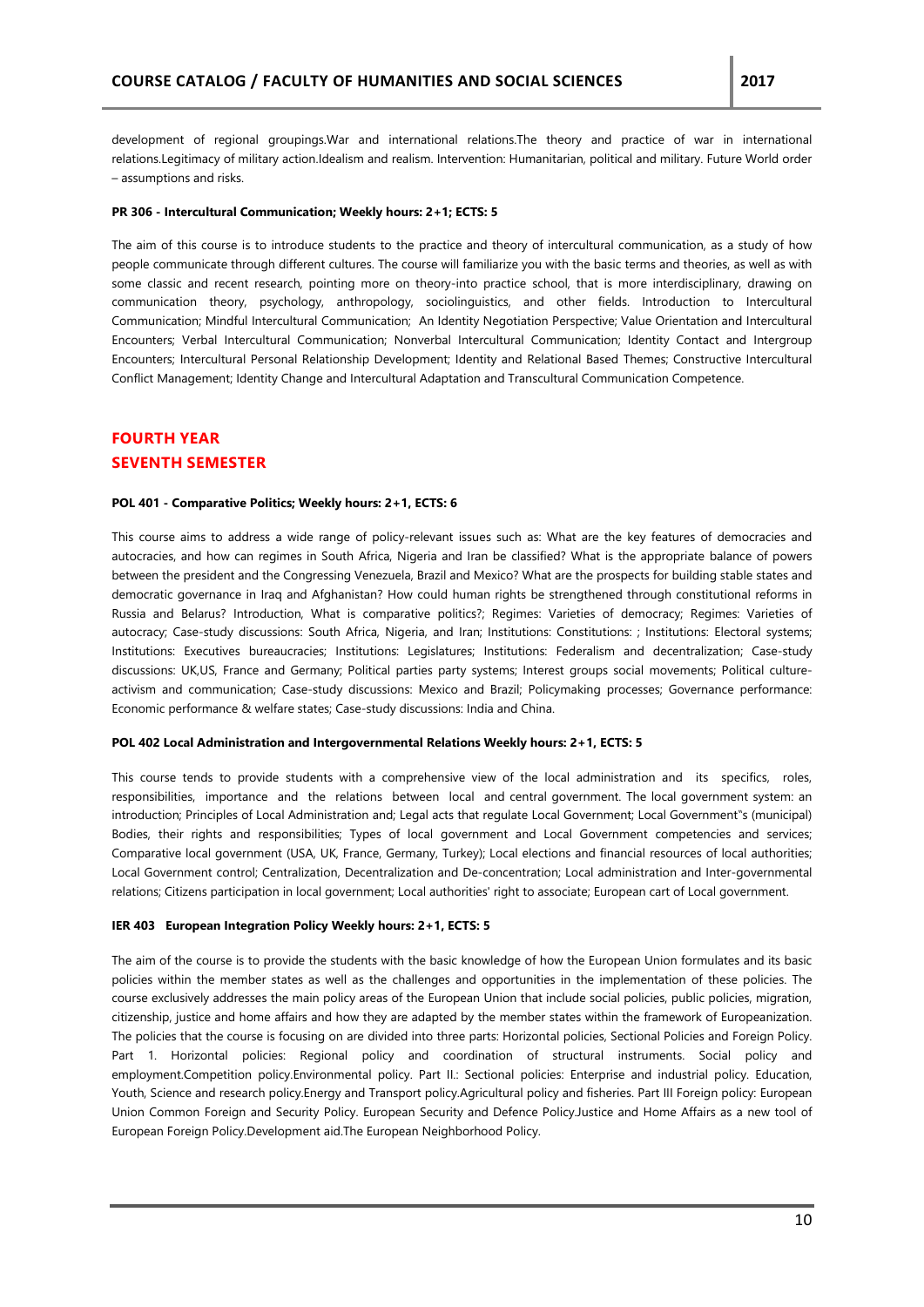development of regional groupings.War and international relations.The theory and practice of war in international relations.Legitimacy of military action.Idealism and realism. Intervention: Humanitarian, political and military. Future World order – assumptions and risks.

**PR 306 - Intercultural Communication; Weekly hours: 2+1; ECTS: 5**

The aim of this course is to introduce students to the practice and theory of intercultural communication, as a study of how people communicate through different cultures. The course will familiarize you with the basic terms and theories, as well as with some classic and recent research, pointing more on theory-into practice school, that is more interdisciplinary, drawing on communication theory, psychology, anthropology, sociolinguistics, and other fields. Introduction to Intercultural Communication; Mindful Intercultural Communication; An Identity Negotiation Perspective; Value Orientation and Intercultural Encounters; Verbal Intercultural Communication; Nonverbal Intercultural Communication; Identity Contact and Intergroup Encounters; Intercultural Personal Relationship Development; Identity and Relational Based Themes; Constructive Intercultural Conflict Management; Identity Change and Intercultural Adaptation and Transcultural Communication Competence.

## FOURTH YEAR

## SEVENTH SEMESTER

**POL 401 - Comparative Politics; Weekly hours: 2+1, ECTS: 6**

This course aims to address a wide range of policy-relevant issues such as: What are the key features of democracies and autocracies, and how can regimes in South Africa, Nigeria and Iran be classified? What is the appropriate balance of powers between the president and the Congressing Venezuela, Brazil and Mexico? What are the prospects for building stable states and democratic governance in Iraq and Afghanistan? How could human rights be strengthened through constitutional reforms in Russia and Belarus? Introduction, What is comparative politics?; Regimes: Varieties of democracy; Regimes: Varieties of autocracy; Case-study discussions: South Africa, Nigeria, and Iran; Institutions: Constitutions: ; Institutions: Electoral systems; Institutions: Executives bureaucracies; Institutions: Legislatures; Institutions: Federalism and decentralization; Case-study discussions: UK,US, France and Germany; Political parties party systems; Interest groups social movements; Political culture-activism and communication; Case-study discussions: Mexico and Brazil; Policymaking processes; Governance performance: Economic performance & welfare states; Case-study discussions: India and China.

**POL 402 Local Administration and Intergovernmental Relations Weekly hours: 2+1, ECTS: 5**

This course tends to provide students with a comprehensive view of the local administration and its specifics, roles, responsibilities, importance and the relations between local and central government. The local government system: an introduction; Principles of Local Administration and; Legal acts that regulate Local Government; Local Government"s (municipal) Bodies, their rights and responsibilities; Types of local government and Local Government competencies and services; Comparative local government (USA, UK, France, Germany, Turkey); Local elections and financial resources of local authorities; Local Government control; Centralization, Decentralization and De-concentration; Local administration and Inter-governmental relations; Citizens participation in local government; Local authorities' right to associate; European cart of Local government.

**IER 403 European Integration Policy Weekly hours: 2+1, ECTS: 5**

The aim of the course is to provide the students with the basic knowledge of how the European Union formulates and its basic policies within the member states as well as the challenges and opportunities in the implementation of these policies. The course exclusively addresses the main policy areas of the European Union that include social policies, public policies, migration, citizenship, justice and home affairs and how they are adapted by the member states within the framework of Europeanization. The policies that the course is focusing on are divided into three parts: Horizontal policies, Sectional Policies and Foreign Policy. Part 1. Horizontal policies: Regional policy and coordination of structural instruments. Social policy and employment.Competition policy.Environmental policy. Part II.: Sectional policies: Enterprise and industrial policy. Education, Youth, Science and research policy.Energy and Transport policy.Agricultural policy and fisheries. Part III Foreign policy: European Union Common Foreign and Security Policy. European Security and Defence Policy.Justice and Home Affairs as a new tool of European Foreign Policy.Development aid.The European Neighborhood Policy.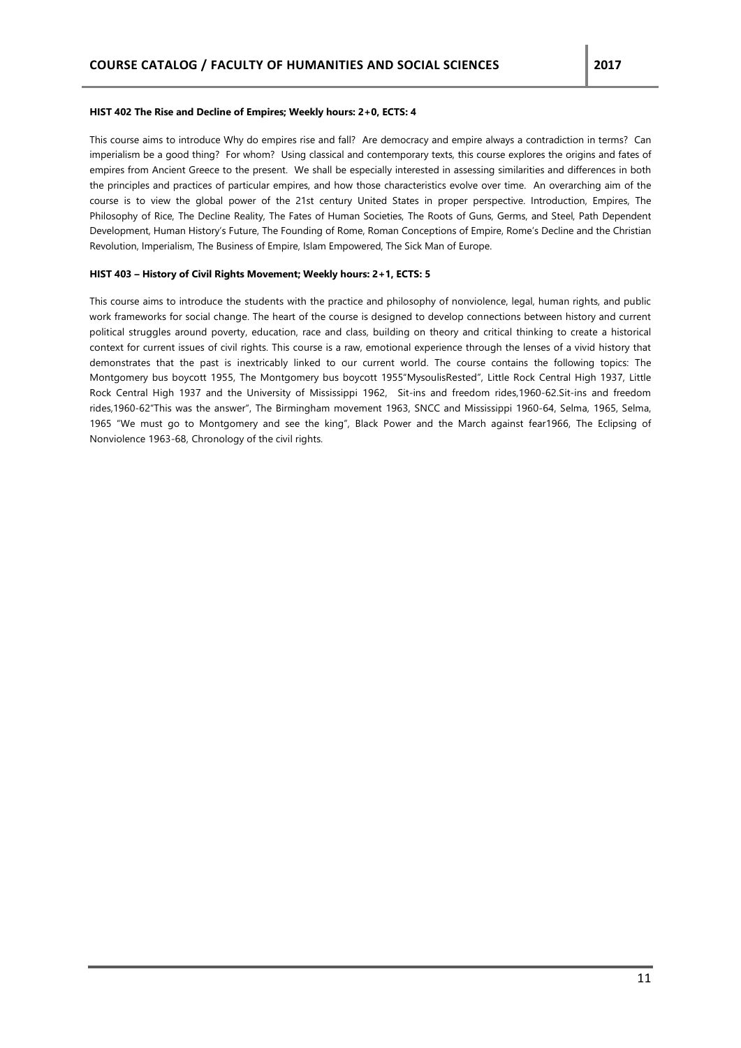**HIST 402 The Rise and Decline of Empires; Weekly hours: 2+0, ECTS: 4**

This course aims to introduce Why do empires rise and fall? Are democracy and empire always a contradiction in terms? Can imperialism be a good thing? For whom? Using classical and contemporary texts, this course explores the origins and fates of empires from Ancient Greece to the present. We shall be especially interested in assessing similarities and differences in both the principles and practices of particular empires, and how those characteristics evolve over time. An overarching aim of the course is to view the global power of the 21st century United States in proper perspective. Introduction, Empires, The Philosophy of Rice, The Decline Reality, The Fates of Human Societies, The Roots of Guns, Germs, and Steel, Path Dependent Development, Human History's Future, The Founding of Rome, Roman Conceptions of Empire, Rome's Decline and the Christian Revolution, Imperialism, The Business of Empire, Islam Empowered, The Sick Man of Europe.

**HIST 403 – History of Civil Rights Movement; Weekly hours: 2+1, ECTS: 5**

This course aims to introduce the students with the practice and philosophy of nonviolence, legal, human rights, and public work frameworks for social change. The heart of the course is designed to develop connections between history and current political struggles around poverty, education, race and class, building on theory and critical thinking to create a historical context for current issues of civil rights. This course is a raw, emotional experience through the lenses of a vivid history that demonstrates that the past is inextricably linked to our current world. The course contains the following topics: The Montgomery bus boycott 1955, The Montgomery bus boycott 1955"MysoulisRested", Little Rock Central High 1937, Little Rock Central High 1937 and the University of Mississippi 1962, Sit-ins and freedom rides,1960-62.Sit-ins and freedom rides,1960-62"This was the answer", The Birmingham movement 1963, SNCC and Mississippi 1960-64, Selma, 1965, Selma, 1965 "We must go to Montgomery and see the king", Black Power and the March against fear1966, The Eclipsing of Nonviolence 1963-68, Chronology of the civil rights.